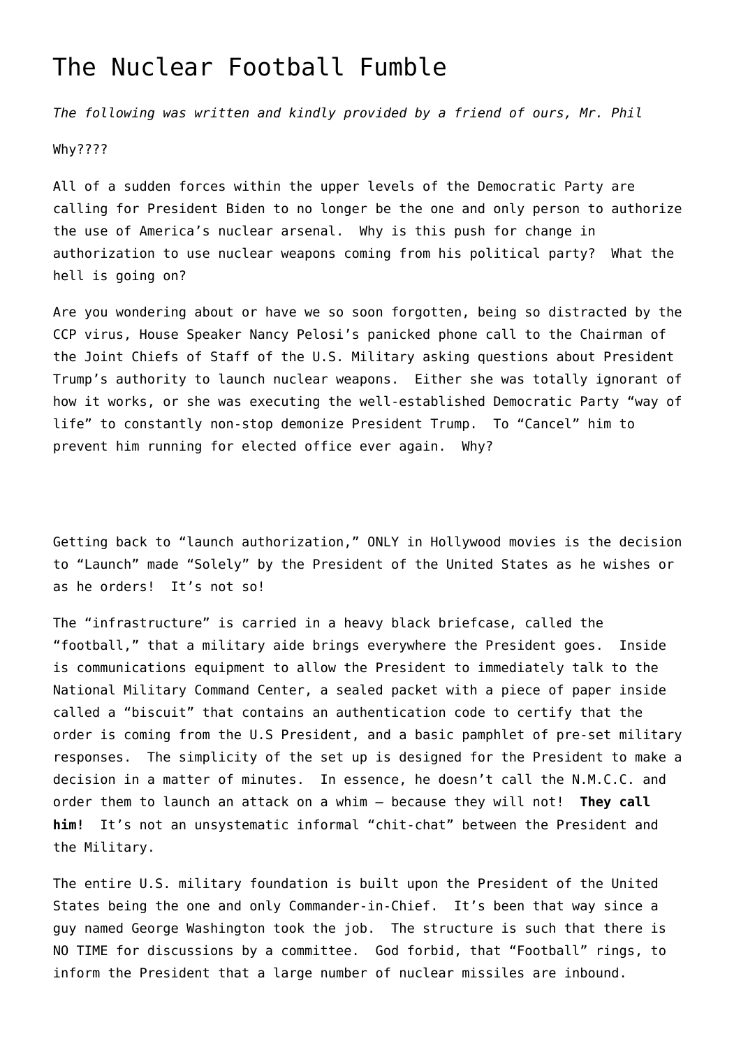# The Nuclear Football Fumble

*The following was written and kindly provided by a friend of ours, Mr. Phil*

Why????

All of a sudden forces within the upper levels of the Democratic Party are calling for President Biden to no longer be the one and only person to authorize the use of America's nuclear arsenal. Why is this push for change in authorization to use nuclear weapons coming from his political party? What the hell is going on?

Are you wondering about or have we so soon forgotten, being so distracted by the CCP virus, House Speaker Nancy Pelosi's panicked phone call to the Chairman of the Joint Chiefs of Staff of the U.S. Military asking questions about President Trump's authority to launch nuclear weapons. Either she was totally ignorant of how it works, or she was executing the well-established Democratic Party "way of life" to constantly non-stop demonize President Trump. To "Cancel" him to prevent him running for elected office ever again. Why?

Getting back to "launch authorization," ONLY in Hollywood movies is the decision to "Launch" made "Solely" by the President of the United States as he wishes or as he orders! It's not so!

The "infrastructure" is carried in a heavy black briefcase, called the "football," that a military aide brings everywhere the President goes. Inside is communications equipment to allow the President to immediately talk to the National Military Command Center, a sealed packet with a piece of paper inside called a "biscuit" that contains an authentication code to certify that the order is coming from the U.S President, and a basic pamphlet of pre-set military responses. The simplicity of the set up is designed for the President to make a decision in a matter of minutes. In essence, he doesn't call the N.M.C.C. and order them to launch an attack on a whim – because they will not! **They call him!** It's not an unsystematic informal "chit-chat" between the President and the Military.

The entire U.S. military foundation is built upon the President of the United States being the one and only Commander-in-Chief. It's been that way since a guy named George Washington took the job. The structure is such that there is NO TIME for discussions by a committee. God forbid, that "Football" rings, to inform the President that a large number of nuclear missiles are inbound.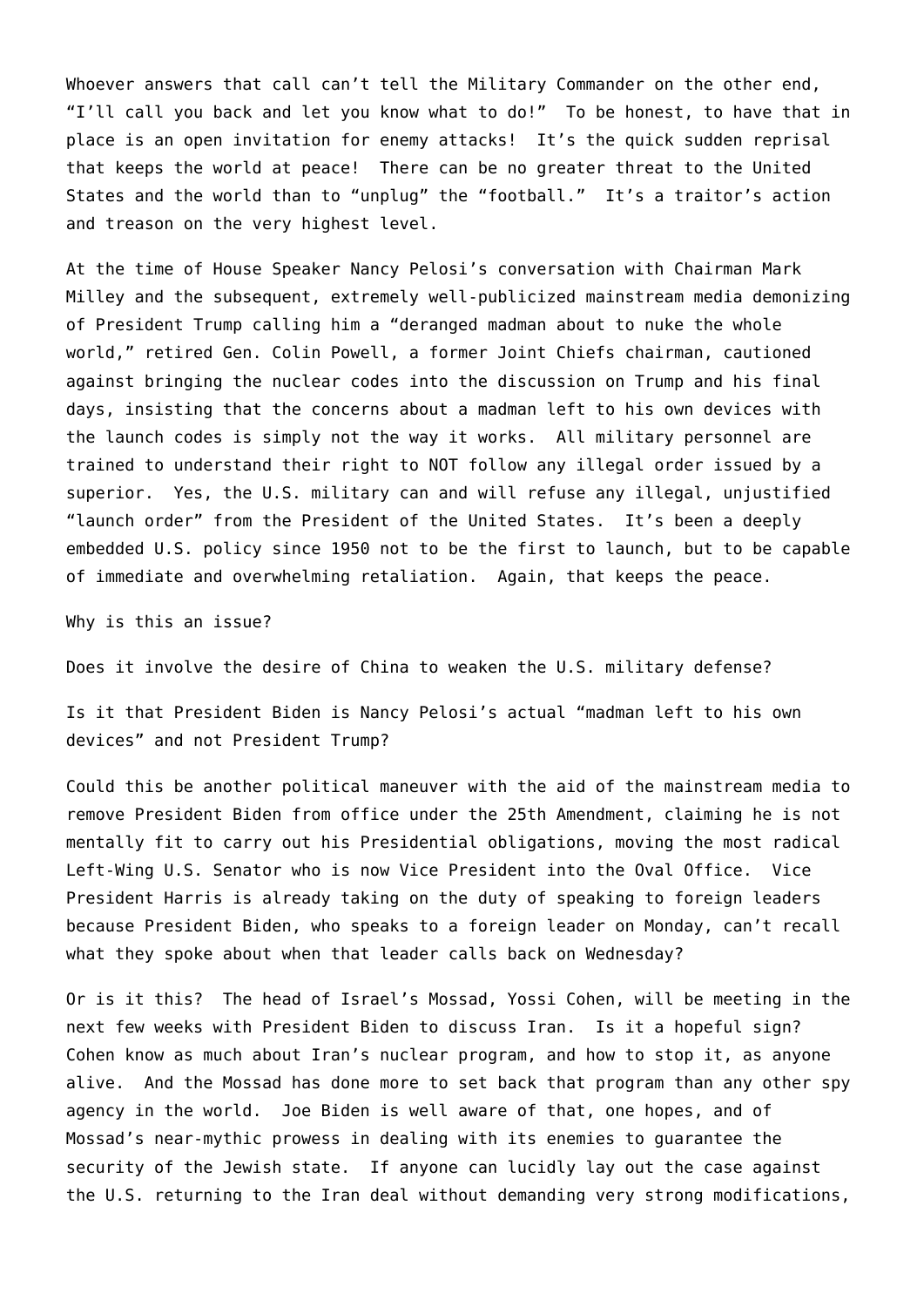Whoever answers that call can't tell the Military Commander on the other end, "I'll call you back and let you know what to do!" To be honest, to have that in place is an open invitation for enemy attacks! It's the quick sudden reprisal that keeps the world at peace! There can be no greater threat to the United States and the world than to "unplug" the "football." It's a traitor's action and treason on the very highest level.

At the time of House Speaker Nancy Pelosi's conversation with Chairman Mark Milley and the subsequent, extremely well-publicized mainstream media demonizing of President Trump calling him a "deranged madman about to nuke the whole world," retired Gen. Colin Powell, a former Joint Chiefs chairman, cautioned against bringing the nuclear codes into the discussion on Trump and his final days, insisting that the concerns about a madman left to his own devices with the launch codes is simply not the way it works. All military personnel are trained to understand their right to NOT follow any illegal order issued by a superior. Yes, the U.S. military can and will refuse any illegal, unjustified "launch order" from the President of the United States. It's been a deeply embedded U.S. policy since 1950 not to be the first to launch, but to be capable of immediate and overwhelming retaliation. Again, that keeps the peace.

Why is this an issue?

Does it involve the desire of China to weaken the U.S. military defense?

Is it that President Biden is Nancy Pelosi's actual "madman left to his own devices" and not President Trump?

Could this be another political maneuver with the aid of the mainstream media to remove President Biden from office under the 25th Amendment, claiming he is not mentally fit to carry out his Presidential obligations, moving the most radical Left-Wing U.S. Senator who is now Vice President into the Oval Office. Vice President Harris is already taking on the duty of speaking to foreign leaders because President Biden, who speaks to a foreign leader on Monday, can't recall what they spoke about when that leader calls back on Wednesday?

Or is it this? The head of Israel's Mossad, Yossi Cohen, will be meeting in the next few weeks with President Biden to discuss Iran. Is it a hopeful sign? Cohen know as much about Iran's nuclear program, and how to stop it, as anyone alive. And the Mossad has done more to set back that program than any other spy agency in the world. Joe Biden is well aware of that, one hopes, and of Mossad's near-mythic prowess in dealing with its enemies to guarantee the security of the Jewish state. If anyone can lucidly lay out the case against the U.S. returning to the Iran deal without demanding very strong modifications,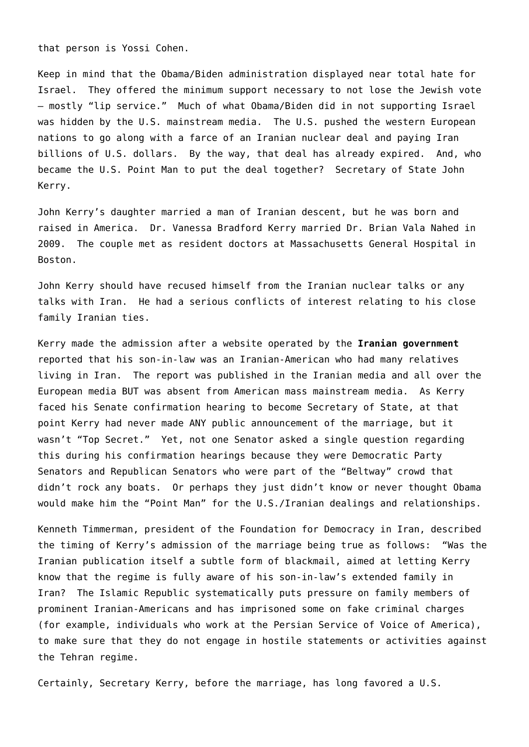that person is Yossi Cohen.

Keep in mind that the Obama/Biden administration displayed near total hate for Israel. They offered the minimum support necessary to not lose the Jewish vote – mostly "lip service." Much of what Obama/Biden did in not supporting Israel was hidden by the U.S. mainstream media. The U.S. pushed the western European nations to go along with a farce of an Iranian nuclear deal and paying Iran billions of U.S. dollars. By the way, that deal has already expired. And, who became the U.S. Point Man to put the deal together? Secretary of State John Kerry.

John Kerry's daughter married a man of Iranian descent, but he was born and raised in America. Dr. Vanessa Bradford Kerry married Dr. Brian Vala Nahed in 2009. The couple met as resident doctors at Massachusetts General Hospital in Boston.

John Kerry should have recused himself from the Iranian nuclear talks or any talks with Iran. He had a serious conflicts of interest relating to his close family Iranian ties.

Kerry made the admission after a website operated by the **Iranian government** reported that his son-in-law was an Iranian-American who had many relatives living in Iran. The report was published in the Iranian media and all over the European media BUT was absent from American mass mainstream media. As Kerry faced his Senate confirmation hearing to become Secretary of State, at that point Kerry had never made ANY public announcement of the marriage, but it wasn't "Top Secret." Yet, not one Senator asked a single question regarding this during his confirmation hearings because they were Democratic Party Senators and Republican Senators who were part of the "Beltway" crowd that didn't rock any boats. Or perhaps they just didn't know or never thought Obama would make him the "Point Man" for the U.S./Iranian dealings and relationships.

Kenneth Timmerman, president of the Foundation for Democracy in Iran, described the timing of Kerry's admission of the marriage being true as follows: "Was the Iranian publication itself a subtle form of blackmail, aimed at letting Kerry know that the regime is fully aware of his son-in-law's extended family in Iran? The Islamic Republic systematically puts pressure on family members of prominent Iranian-Americans and has imprisoned some on fake criminal charges (for example, individuals who work at the Persian Service of Voice of America), to make sure that they do not engage in hostile statements or activities against the Tehran regime.

Certainly, Secretary Kerry, before the marriage, has long favored a U.S.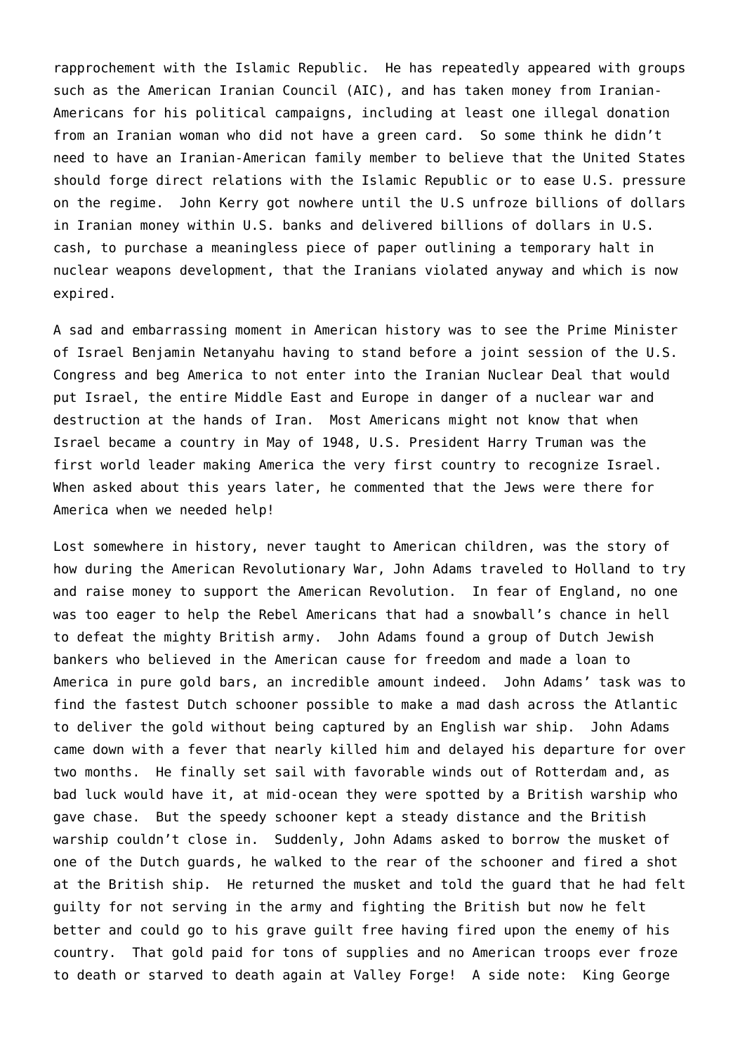rapprochement with the Islamic Republic. He has repeatedly appeared with groups such as the American Iranian Council (AIC), and has taken money from Iranian-Americans for his political campaigns, including at least one illegal donation from an Iranian woman who did not have a green card. So some think he didn't need to have an Iranian-American family member to believe that the United States should forge direct relations with the Islamic Republic or to ease U.S. pressure on the regime. John Kerry got nowhere until the U.S unfroze billions of dollars in Iranian money within U.S. banks and delivered billions of dollars in U.S. cash, to purchase a meaningless piece of paper outlining a temporary halt in nuclear weapons development, that the Iranians violated anyway and which is now expired.

A sad and embarrassing moment in American history was to see the Prime Minister of Israel Benjamin Netanyahu having to stand before a joint session of the U.S. Congress and beg America to not enter into the Iranian Nuclear Deal that would put Israel, the entire Middle East and Europe in danger of a nuclear war and destruction at the hands of Iran. Most Americans might not know that when Israel became a country in May of 1948, U.S. President Harry Truman was the first world leader making America the very first country to recognize Israel. When asked about this years later, he commented that the Jews were there for America when we needed help!

Lost somewhere in history, never taught to American children, was the story of how during the American Revolutionary War, John Adams traveled to Holland to try and raise money to support the American Revolution. In fear of England, no one was too eager to help the Rebel Americans that had a snowball's chance in hell to defeat the mighty British army. John Adams found a group of Dutch Jewish bankers who believed in the American cause for freedom and made a loan to America in pure gold bars, an incredible amount indeed. John Adams' task was to find the fastest Dutch schooner possible to make a mad dash across the Atlantic to deliver the gold without being captured by an English war ship. John Adams came down with a fever that nearly killed him and delayed his departure for over two months. He finally set sail with favorable winds out of Rotterdam and, as bad luck would have it, at mid-ocean they were spotted by a British warship who gave chase. But the speedy schooner kept a steady distance and the British warship couldn't close in. Suddenly, John Adams asked to borrow the musket of one of the Dutch guards, he walked to the rear of the schooner and fired a shot at the British ship. He returned the musket and told the guard that he had felt guilty for not serving in the army and fighting the British but now he felt better and could go to his grave guilt free having fired upon the enemy of his country. That gold paid for tons of supplies and no American troops ever froze to death or starved to death again at Valley Forge! A side note: King George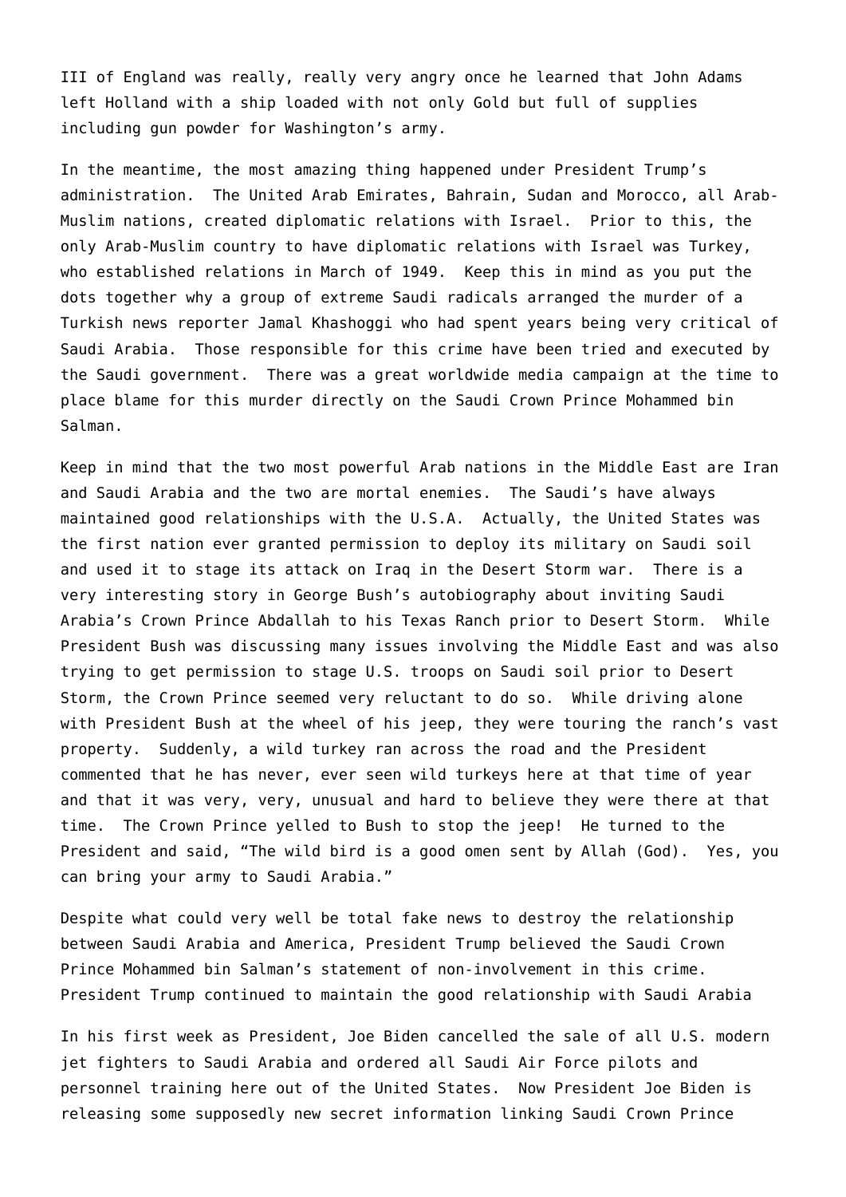III of England was really, really very angry once he learned that John Adams left Holland with a ship loaded with not only Gold but full of supplies including gun powder for Washington's army.

In the meantime, the most amazing thing happened under President Trump's administration. The United Arab Emirates, Bahrain, Sudan and Morocco, all Arab-Muslim nations, created diplomatic relations with Israel. Prior to this, the only Arab-Muslim country to have diplomatic relations with Israel was Turkey, who established relations in March of 1949. Keep this in mind as you put the dots together why a group of extreme Saudi radicals arranged the murder of a Turkish news reporter Jamal Khashoggi who had spent years being very critical of Saudi Arabia. Those responsible for this crime have been tried and executed by the Saudi government. There was a great worldwide media campaign at the time to place blame for this murder directly on the Saudi Crown Prince Mohammed bin Salman.

Keep in mind that the two most powerful Arab nations in the Middle East are Iran and Saudi Arabia and the two are mortal enemies. The Saudi's have always maintained good relationships with the U.S.A. Actually, the United States was the first nation ever granted permission to deploy its military on Saudi soil and used it to stage its attack on Iraq in the Desert Storm war. There is a very interesting story in George Bush's autobiography about inviting Saudi Arabia's Crown Prince Abdallah to his Texas Ranch prior to Desert Storm. While President Bush was discussing many issues involving the Middle East and was also trying to get permission to stage U.S. troops on Saudi soil prior to Desert Storm, the Crown Prince seemed very reluctant to do so. While driving alone with President Bush at the wheel of his jeep, they were touring the ranch's vast property. Suddenly, a wild turkey ran across the road and the President commented that he has never, ever seen wild turkeys here at that time of year and that it was very, very, unusual and hard to believe they were there at that time. The Crown Prince yelled to Bush to stop the jeep! He turned to the President and said, "The wild bird is a good omen sent by Allah (God). Yes, you can bring your army to Saudi Arabia."

Despite what could very well be total fake news to destroy the relationship between Saudi Arabia and America, President Trump believed the Saudi Crown Prince Mohammed bin Salman's statement of non-involvement in this crime. President Trump continued to maintain the good relationship with Saudi Arabia

In his first week as President, Joe Biden cancelled the sale of all U.S. modern jet fighters to Saudi Arabia and ordered all Saudi Air Force pilots and personnel training here out of the United States. Now President Joe Biden is releasing some supposedly new secret information linking Saudi Crown Prince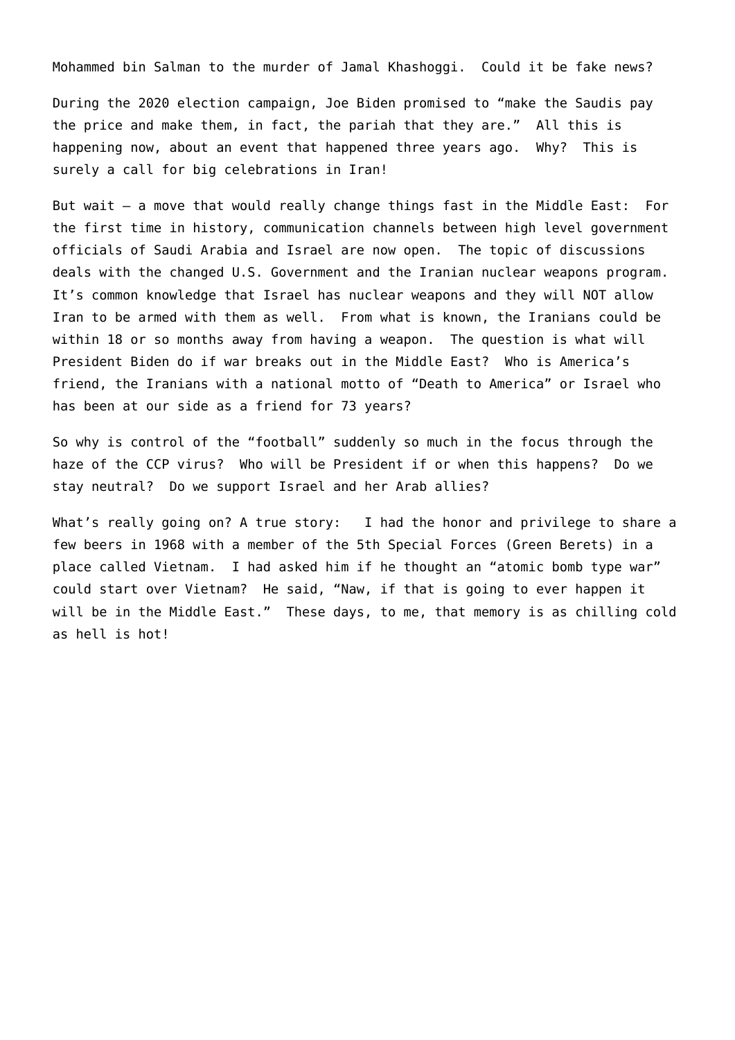Mohammed bin Salman to the murder of Jamal Khashoggi. Could it be fake news?

During the 2020 election campaign, Joe Biden promised to "make the Saudis pay the price and make them, in fact, the pariah that they are." All this is happening now, about an event that happened three years ago. Why? This is surely a call for big celebrations in Iran!

But wait – a move that would really change things fast in the Middle East: For the first time in history, communication channels between high level government officials of Saudi Arabia and Israel are now open. The topic of discussions deals with the changed U.S. Government and the Iranian nuclear weapons program. It's common knowledge that Israel has nuclear weapons and they will NOT allow Iran to be armed with them as well. From what is known, the Iranians could be within 18 or so months away from having a weapon. The question is what will President Biden do if war breaks out in the Middle East? Who is America's friend, the Iranians with a national motto of "Death to America" or Israel who has been at our side as a friend for 73 years?

So why is control of the "football" suddenly so much in the focus through the haze of the CCP virus? Who will be President if or when this happens? Do we stay neutral? Do we support Israel and her Arab allies?

What's really going on? A true story: I had the honor and privilege to share a few beers in 1968 with a member of the 5th Special Forces (Green Berets) in a place called Vietnam. I had asked him if he thought an "atomic bomb type war" could start over Vietnam? He said, "Naw, if that is going to ever happen it will be in the Middle East." These days, to me, that memory is as chilling cold as hell is hot!